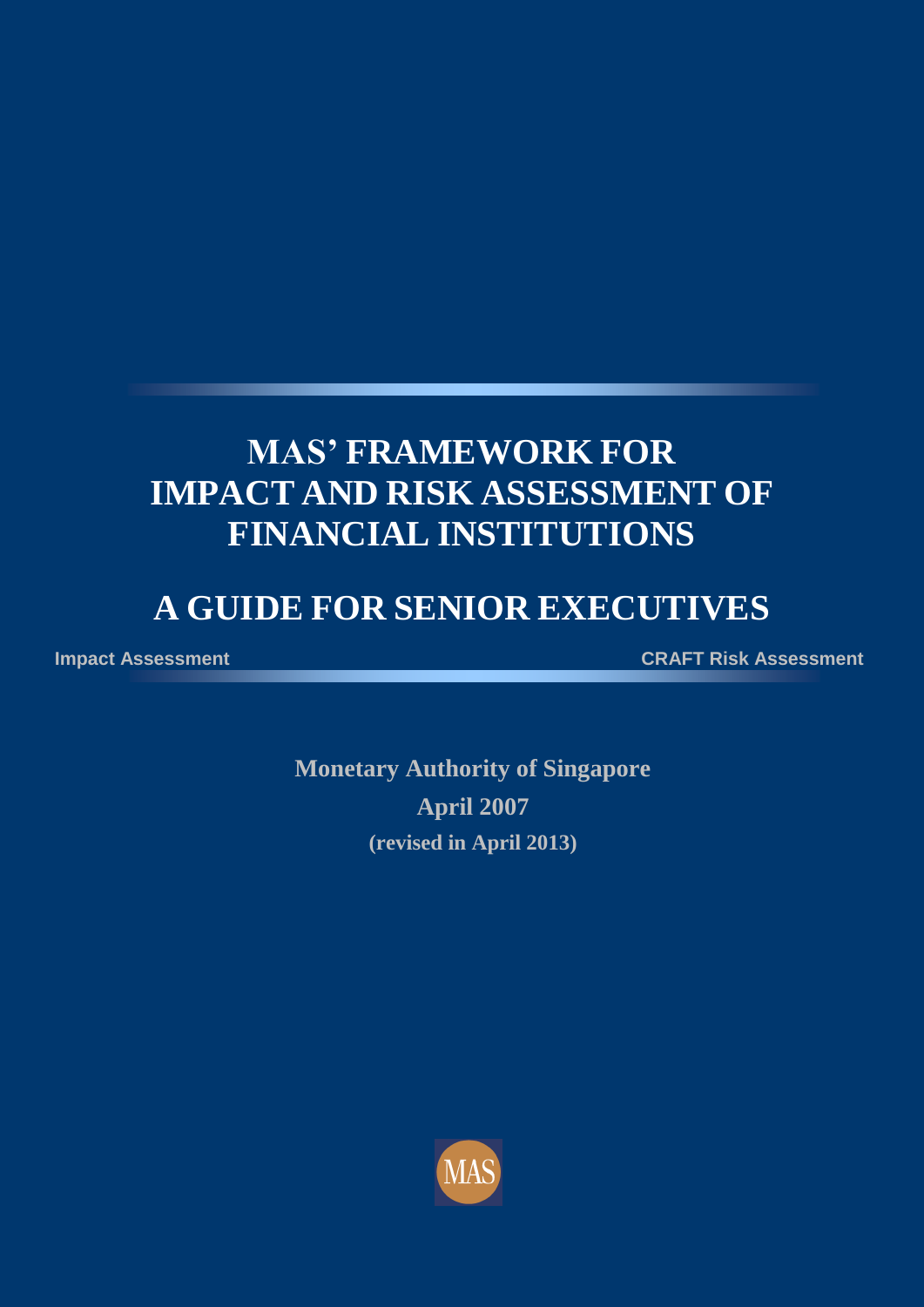# MAS' FRAMEWORK FOR IMPACT AND RISK ASSESSMENT OF FINANCIAL INSTITUTIONS

# A GUIDE FOR SENIOR EXECUTIVES

**Impact Assessment** **CRAFT Risk Assessment**

**Monetary Authority of Singapore**

**April 2007**

**(revised in April 2013)**

MAS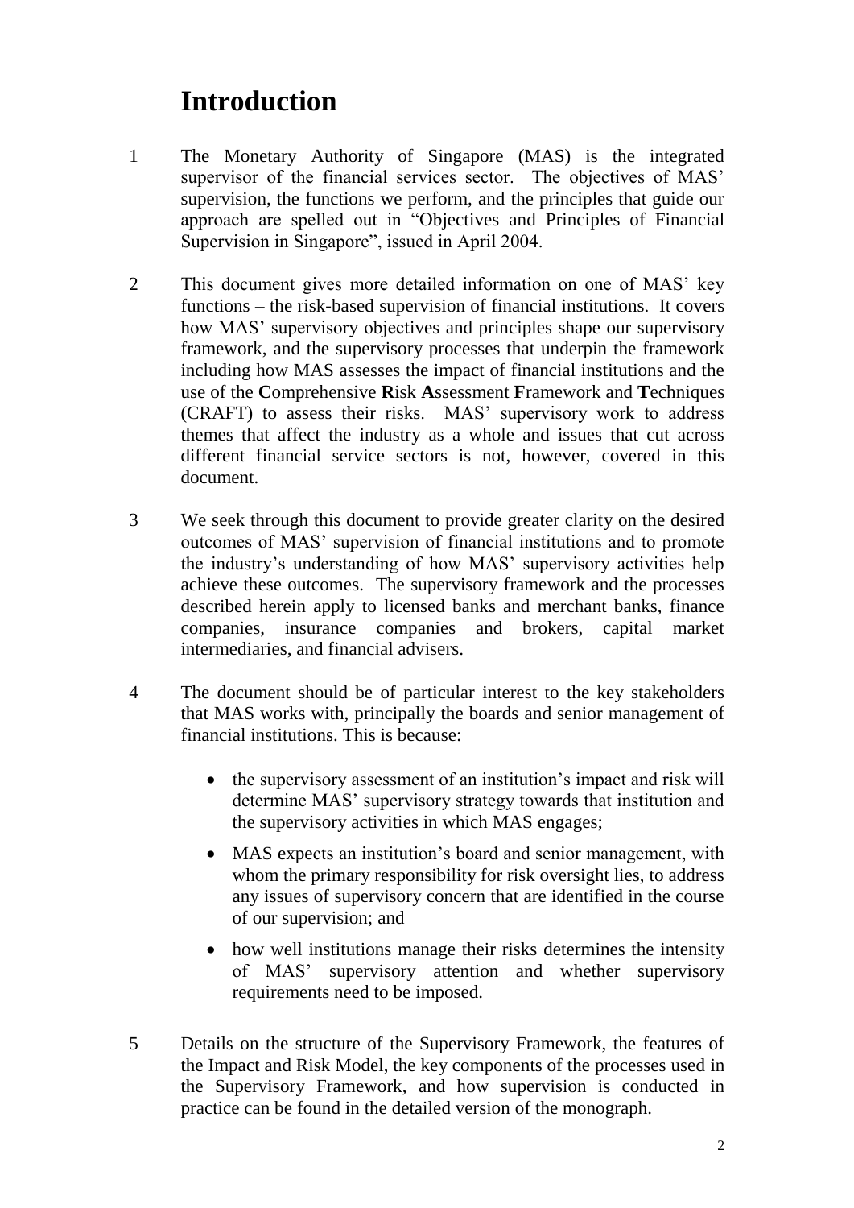# Introduction

1 The Monetary Authority of Singapore (MAS) is the integrated supervisor of the financial services sector. The objectives of MAS' supervision, the functions we perform, and the principles that guide our approach are spelled out in "Objectives and Principles of Financial Supervision in Singapore", issued in April 2004.

2 This document gives more detailed information on one of MAS' key functions – the risk-based supervision of financial institutions. It covers how MAS' supervisory objectives and principles shape our supervisory framework, and the supervisory processes that underpin the framework including how MAS assesses the impact of financial institutions and the use of the **C**omprehensive **R**isk **A**ssessment **F**ramework and **T**echniques (CRAFT) to assess their risks. MAS' supervisory work to address themes that affect the industry as a whole and issues that cut across different financial service sectors is not, however, covered in this document.

3 We seek through this document to provide greater clarity on the desired outcomes of MAS' supervision of financial institutions and to promote the industry's understanding of how MAS' supervisory activities help achieve these outcomes. The supervisory framework and the processes described herein apply to licensed banks and merchant banks, finance companies, insurance companies and brokers, capital market intermediaries, and financial advisers.

4 The document should be of particular interest to the key stakeholders that MAS works with, principally the boards and senior management of financial institutions. This is because:

- the supervisory assessment of an institution's impact and risk will determine MAS' supervisory strategy towards that institution and the supervisory activities in which MAS engages;
- MAS expects an institution's board and senior management, with whom the primary responsibility for risk oversight lies, to address any issues of supervisory concern that are identified in the course of our supervision; and
- how well institutions manage their risks determines the intensity of MAS' supervisory attention and whether supervisory requirements need to be imposed.

5 Details on the structure of the Supervisory Framework, the features of the Impact and Risk Model, the key components of the processes used in the Supervisory Framework, and how supervision is conducted in practice can be found in the detailed version of the monograph.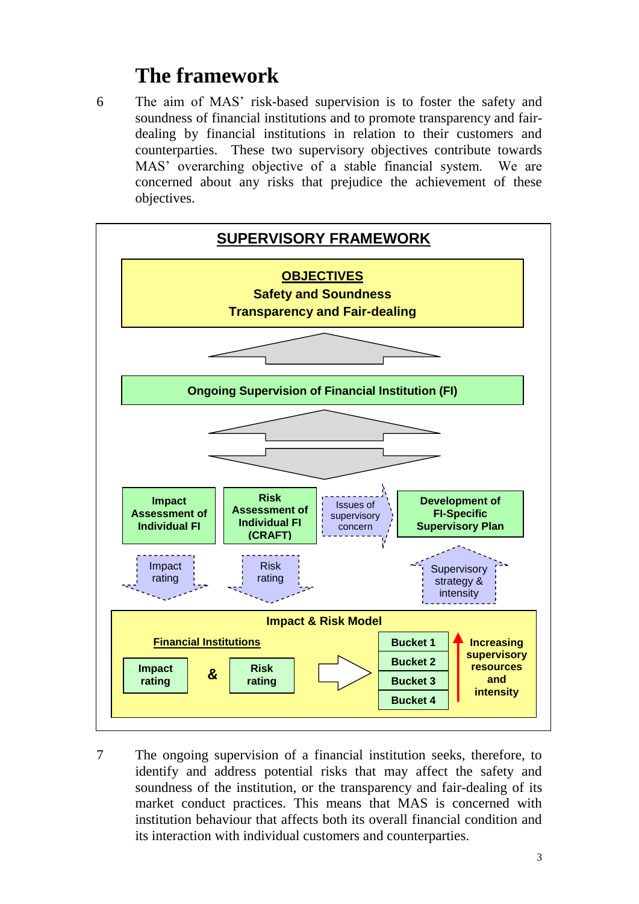# The framework

6 The aim of MAS' risk-based supervision is to foster the safety and soundness of financial institutions and to promote transparency and fair-dealing by financial institutions in relation to their customers and counterparties. These two supervisory objectives contribute towards MAS' overarching objective of a stable financial system. We are concerned about any risks that prejudice the achievement of these objectives.

**SUPERVISORY FRAMEWORK**

**OBJECTIVES**
**Safety and Soundness**
**Transparency and Fair-dealing**

**Ongoing Supervision of Financial Institution (FI)**

**Impact Assessment of Individual FI**

**Risk Assessment of Individual FI (CRAFT)**

Issues of supervisory concern

**Development of FI-Specific Supervisory Plan**

Impact rating

Risk rating

Supervisory strategy & intensity

**Impact & Risk Model**

**Financial Institutions**

**Impact rating** & **Risk rating**

**Bucket 1**
**Bucket 2**
**Bucket 3**
**Bucket 4**

**Increasing supervisory resources and intensity**

7 The ongoing supervision of a financial institution seeks, therefore, to identify and address potential risks that may affect the safety and soundness of the institution, or the transparency and fair-dealing of its market conduct practices. This means that MAS is concerned with institution behaviour that affects both its overall financial condition and its interaction with individual customers and counterparties.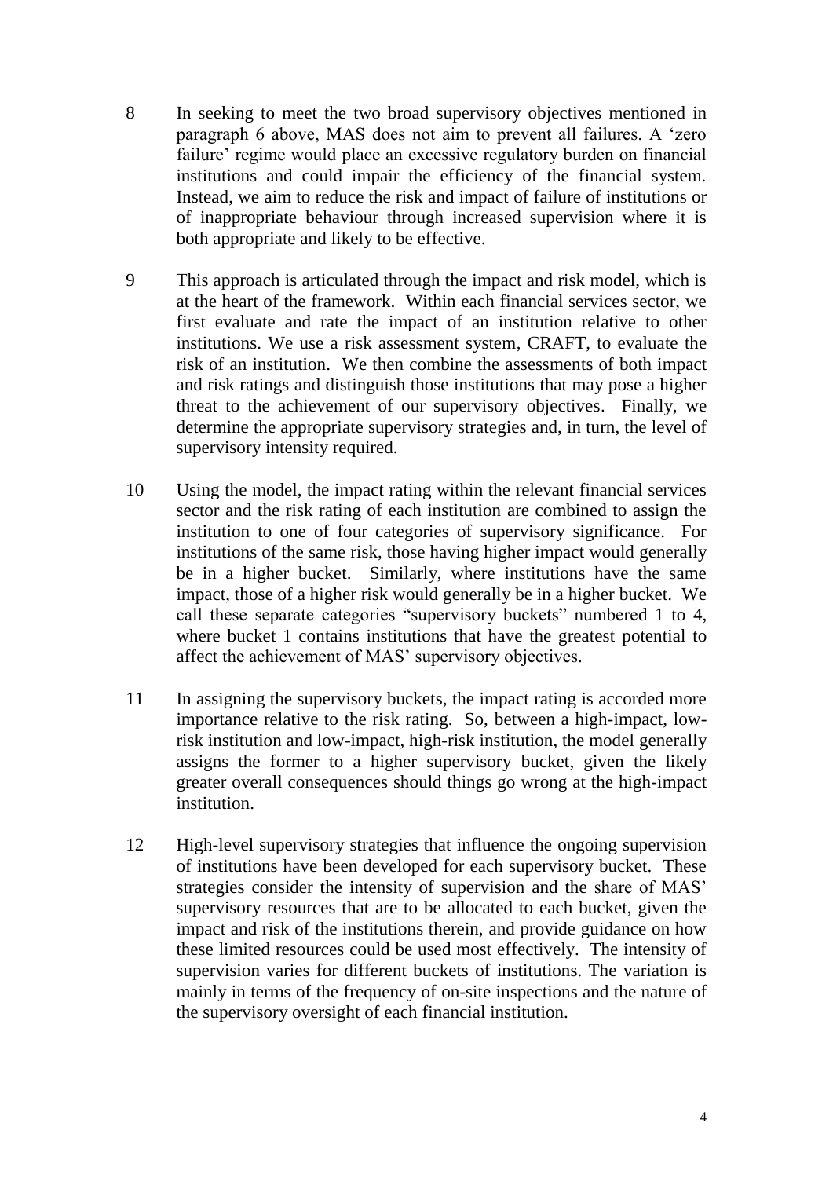8 In seeking to meet the two broad supervisory objectives mentioned in paragraph 6 above, MAS does not aim to prevent all failures. A 'zero failure' regime would place an excessive regulatory burden on financial institutions and could impair the efficiency of the financial system. Instead, we aim to reduce the risk and impact of failure of institutions or of inappropriate behaviour through increased supervision where it is both appropriate and likely to be effective.

9 This approach is articulated through the impact and risk model, which is at the heart of the framework. Within each financial services sector, we first evaluate and rate the impact of an institution relative to other institutions. We use a risk assessment system, CRAFT, to evaluate the risk of an institution. We then combine the assessments of both impact and risk ratings and distinguish those institutions that may pose a higher threat to the achievement of our supervisory objectives. Finally, we determine the appropriate supervisory strategies and, in turn, the level of supervisory intensity required.

10 Using the model, the impact rating within the relevant financial services sector and the risk rating of each institution are combined to assign the institution to one of four categories of supervisory significance. For institutions of the same risk, those having higher impact would generally be in a higher bucket. Similarly, where institutions have the same impact, those of a higher risk would generally be in a higher bucket. We call these separate categories "supervisory buckets" numbered 1 to 4, where bucket 1 contains institutions that have the greatest potential to affect the achievement of MAS' supervisory objectives.

11 In assigning the supervisory buckets, the impact rating is accorded more importance relative to the risk rating. So, between a high-impact, low-risk institution and low-impact, high-risk institution, the model generally assigns the former to a higher supervisory bucket, given the likely greater overall consequences should things go wrong at the high-impact institution.

12 High-level supervisory strategies that influence the ongoing supervision of institutions have been developed for each supervisory bucket. These strategies consider the intensity of supervision and the share of MAS' supervisory resources that are to be allocated to each bucket, given the impact and risk of the institutions therein, and provide guidance on how these limited resources could be used most effectively. The intensity of supervision varies for different buckets of institutions. The variation is mainly in terms of the frequency of on-site inspections and the nature of the supervisory oversight of each financial institution.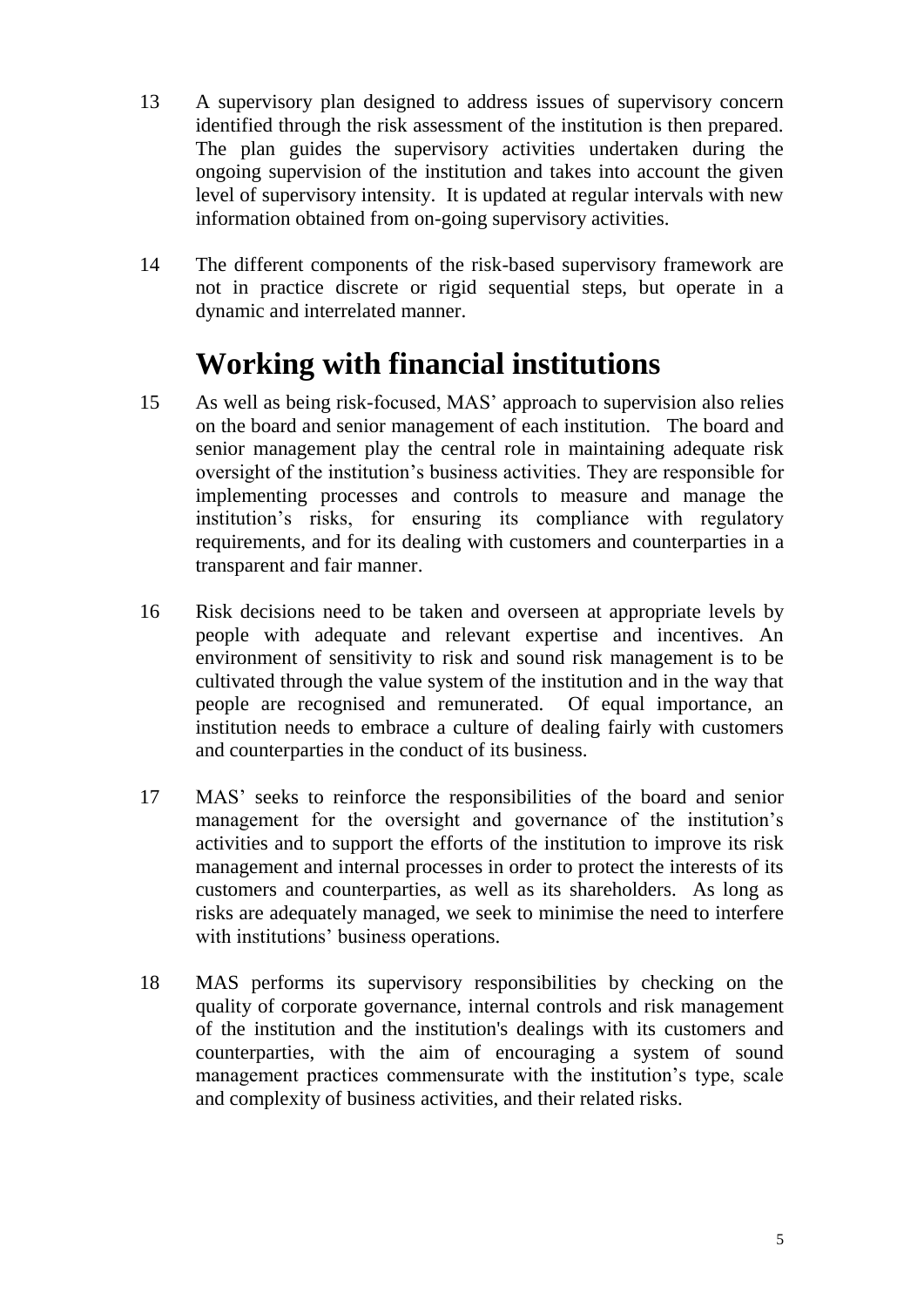13 A supervisory plan designed to address issues of supervisory concern identified through the risk assessment of the institution is then prepared. The plan guides the supervisory activities undertaken during the ongoing supervision of the institution and takes into account the given level of supervisory intensity. It is updated at regular intervals with new information obtained from on-going supervisory activities.

14 The different components of the risk-based supervisory framework are not in practice discrete or rigid sequential steps, but operate in a dynamic and interrelated manner.

## Working with financial institutions

15 As well as being risk-focused, MAS' approach to supervision also relies on the board and senior management of each institution. The board and senior management play the central role in maintaining adequate risk oversight of the institution's business activities. They are responsible for implementing processes and controls to measure and manage the institution's risks, for ensuring its compliance with regulatory requirements, and for its dealing with customers and counterparties in a transparent and fair manner.

16 Risk decisions need to be taken and overseen at appropriate levels by people with adequate and relevant expertise and incentives. An environment of sensitivity to risk and sound risk management is to be cultivated through the value system of the institution and in the way that people are recognised and remunerated. Of equal importance, an institution needs to embrace a culture of dealing fairly with customers and counterparties in the conduct of its business.

17 MAS' seeks to reinforce the responsibilities of the board and senior management for the oversight and governance of the institution's activities and to support the efforts of the institution to improve its risk management and internal processes in order to protect the interests of its customers and counterparties, as well as its shareholders. As long as risks are adequately managed, we seek to minimise the need to interfere with institutions' business operations.

18 MAS performs its supervisory responsibilities by checking on the quality of corporate governance, internal controls and risk management of the institution and the institution's dealings with its customers and counterparties, with the aim of encouraging a system of sound management practices commensurate with the institution's type, scale and complexity of business activities, and their related risks.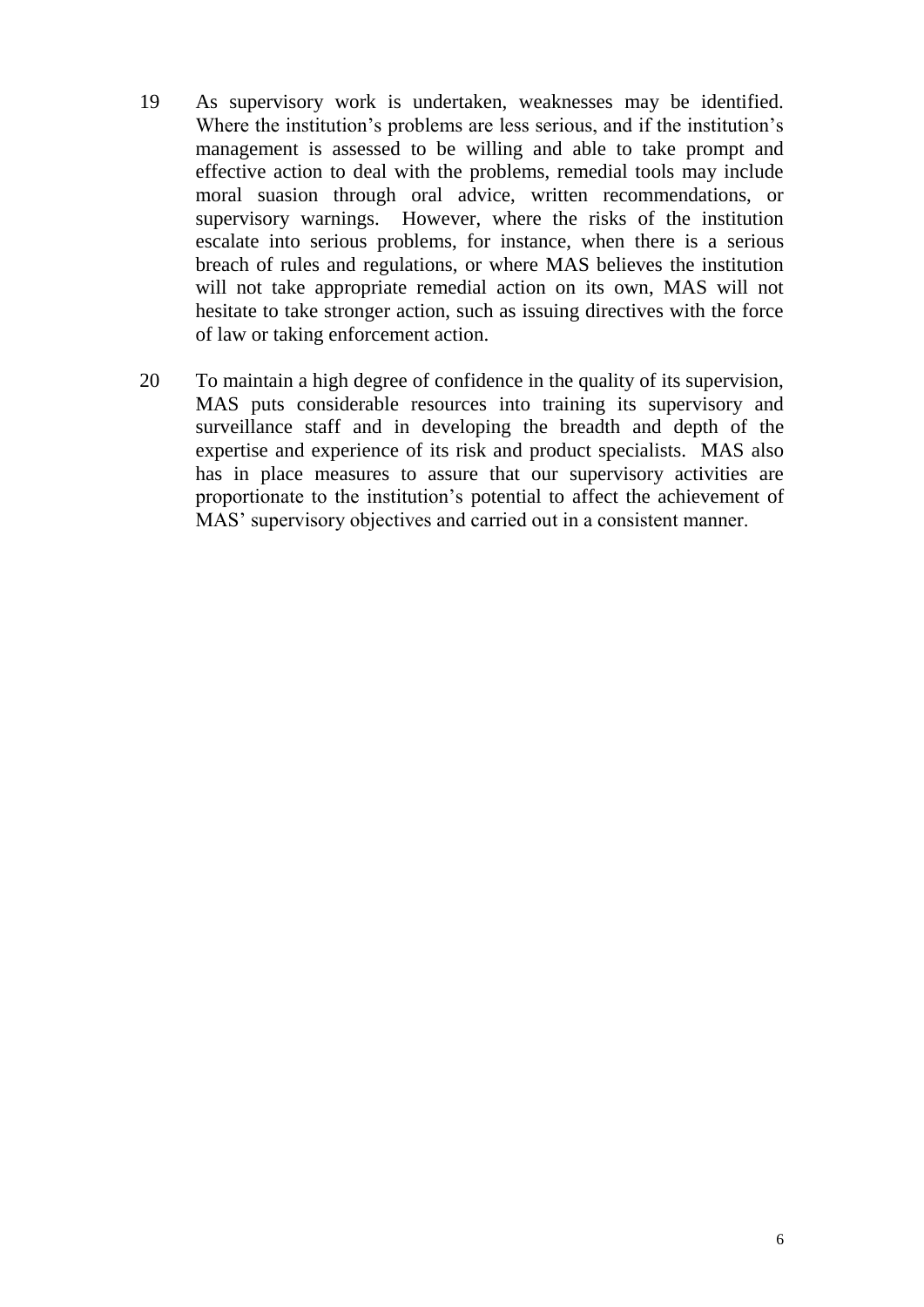19 As supervisory work is undertaken, weaknesses may be identified. Where the institution's problems are less serious, and if the institution's management is assessed to be willing and able to take prompt and effective action to deal with the problems, remedial tools may include moral suasion through oral advice, written recommendations, or supervisory warnings. However, where the risks of the institution escalate into serious problems, for instance, when there is a serious breach of rules and regulations, or where MAS believes the institution will not take appropriate remedial action on its own, MAS will not hesitate to take stronger action, such as issuing directives with the force of law or taking enforcement action.

20 To maintain a high degree of confidence in the quality of its supervision, MAS puts considerable resources into training its supervisory and surveillance staff and in developing the breadth and depth of the expertise and experience of its risk and product specialists. MAS also has in place measures to assure that our supervisory activities are proportionate to the institution's potential to affect the achievement of MAS' supervisory objectives and carried out in a consistent manner.